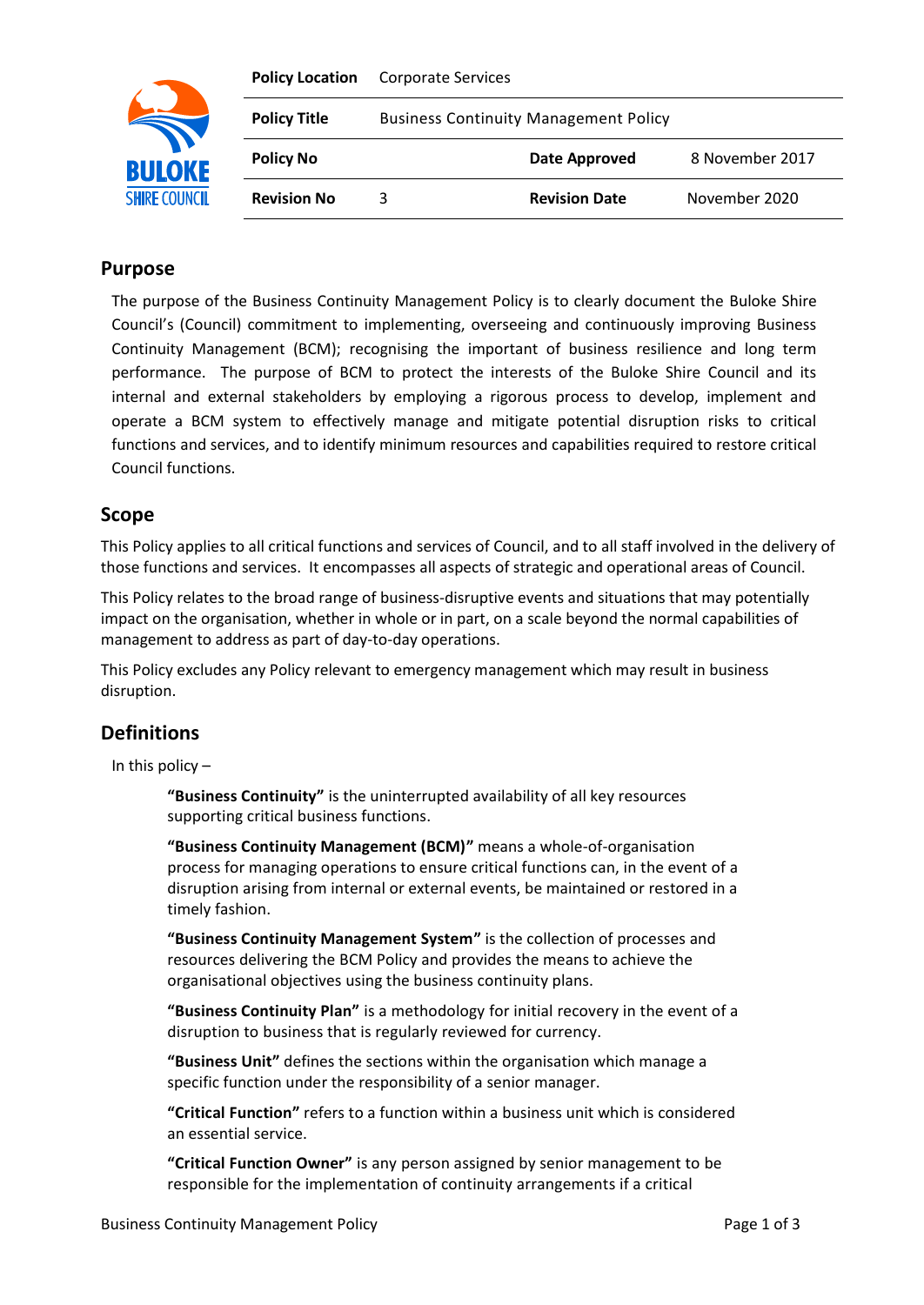| Policy Location | Corporate Services | | |
| --- | --- | --- | --- |
| Policy Title | Business Continuity Management Policy | | |
| Policy No | | Date Approved | 8 November 2017 |
| Revision No | 3 | Revision Date | November 2020 |

## Purpose

The purpose of the Business Continuity Management Policy is to clearly document the Buloke Shire Council's (Council) commitment to implementing, overseeing and continuously improving Business Continuity Management (BCM); recognising the important of business resilience and long term performance. The purpose of BCM to protect the interests of the Buloke Shire Council and its internal and external stakeholders by employing a rigorous process to develop, implement and operate a BCM system to effectively manage and mitigate potential disruption risks to critical functions and services, and to identify minimum resources and capabilities required to restore critical Council functions.

## Scope

This Policy applies to all critical functions and services of Council, and to all staff involved in the delivery of those functions and services. It encompasses all aspects of strategic and operational areas of Council.

This Policy relates to the broad range of business-disruptive events and situations that may potentially impact on the organisation, whether in whole or in part, on a scale beyond the normal capabilities of management to address as part of day-to-day operations.

This Policy excludes any Policy relevant to emergency management which may result in business disruption.

## Definitions

In this policy –

**"Business Continuity"** is the uninterrupted availability of all key resources supporting critical business functions.

**"Business Continuity Management (BCM)"** means a whole-of-organisation process for managing operations to ensure critical functions can, in the event of a disruption arising from internal or external events, be maintained or restored in a timely fashion.

**"Business Continuity Management System"** is the collection of processes and resources delivering the BCM Policy and provides the means to achieve the organisational objectives using the business continuity plans.

**"Business Continuity Plan"** is a methodology for initial recovery in the event of a disruption to business that is regularly reviewed for currency.

**"Business Unit"** defines the sections within the organisation which manage a specific function under the responsibility of a senior manager.

**"Critical Function"** refers to a function within a business unit which is considered an essential service.

**"Critical Function Owner"** is any person assigned by senior management to be responsible for the implementation of continuity arrangements if a critical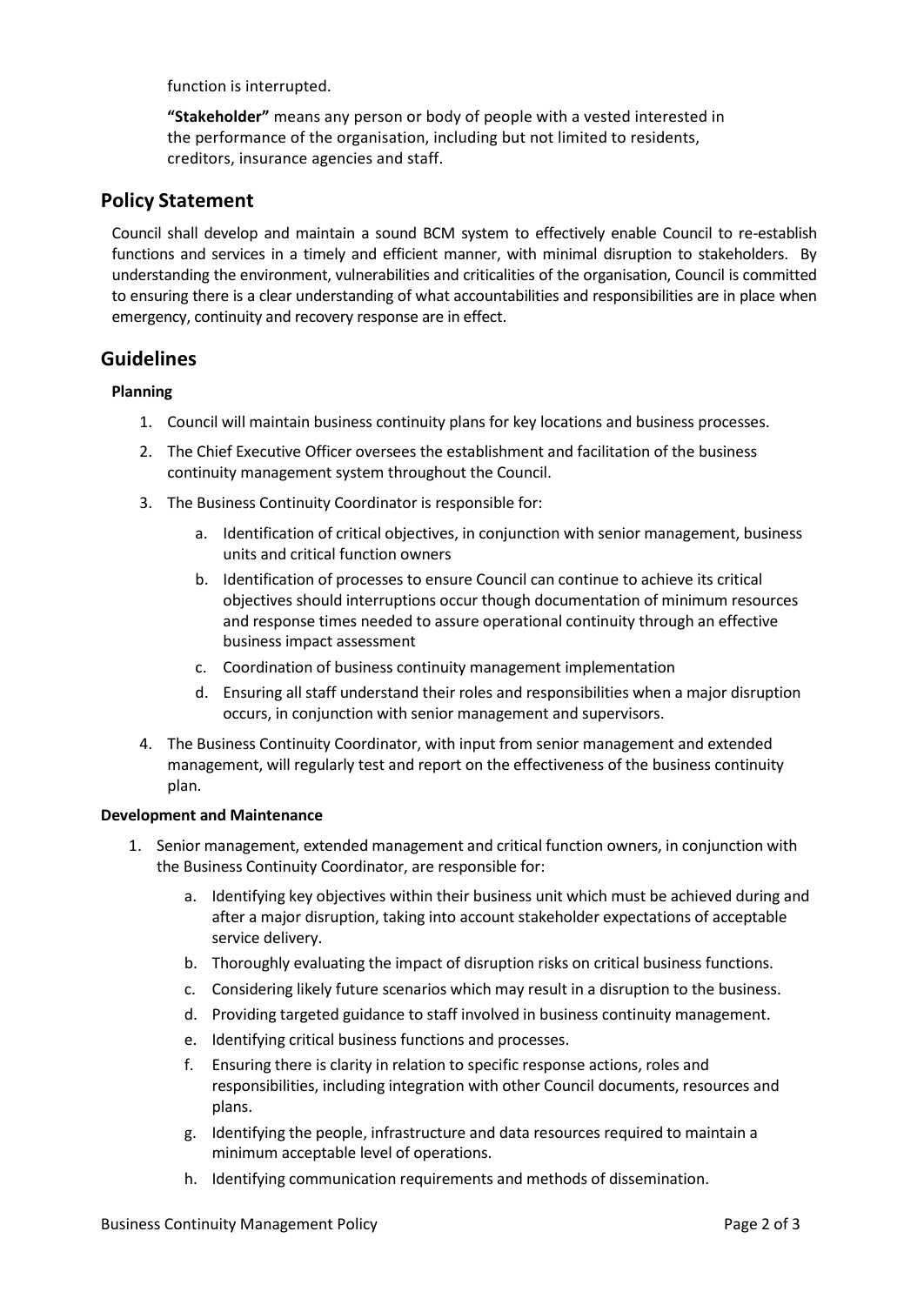function is interrupted.

**"Stakeholder"** means any person or body of people with a vested interested in the performance of the organisation, including but not limited to residents, creditors, insurance agencies and staff.

## Policy Statement

Council shall develop and maintain a sound BCM system to effectively enable Council to re-establish functions and services in a timely and efficient manner, with minimal disruption to stakeholders. By understanding the environment, vulnerabilities and criticalities of the organisation, Council is committed to ensuring there is a clear understanding of what accountabilities and responsibilities are in place when emergency, continuity and recovery response are in effect.

## Guidelines

### Planning

1. Council will maintain business continuity plans for key locations and business processes.
2. The Chief Executive Officer oversees the establishment and facilitation of the business continuity management system throughout the Council.
3. The Business Continuity Coordinator is responsible for:
    a. Identification of critical objectives, in conjunction with senior management, business units and critical function owners
    b. Identification of processes to ensure Council can continue to achieve its critical objectives should interruptions occur though documentation of minimum resources and response times needed to assure operational continuity through an effective business impact assessment
    c. Coordination of business continuity management implementation
    d. Ensuring all staff understand their roles and responsibilities when a major disruption occurs, in conjunction with senior management and supervisors.
4. The Business Continuity Coordinator, with input from senior management and extended management, will regularly test and report on the effectiveness of the business continuity plan.

### Development and Maintenance

1. Senior management, extended management and critical function owners, in conjunction with the Business Continuity Coordinator, are responsible for:
    a. Identifying key objectives within their business unit which must be achieved during and after a major disruption, taking into account stakeholder expectations of acceptable service delivery.
    b. Thoroughly evaluating the impact of disruption risks on critical business functions.
    c. Considering likely future scenarios which may result in a disruption to the business.
    d. Providing targeted guidance to staff involved in business continuity management.
    e. Identifying critical business functions and processes.
    f. Ensuring there is clarity in relation to specific response actions, roles and responsibilities, including integration with other Council documents, resources and plans.
    g. Identifying the people, infrastructure and data resources required to maintain a minimum acceptable level of operations.
    h. Identifying communication requirements and methods of dissemination.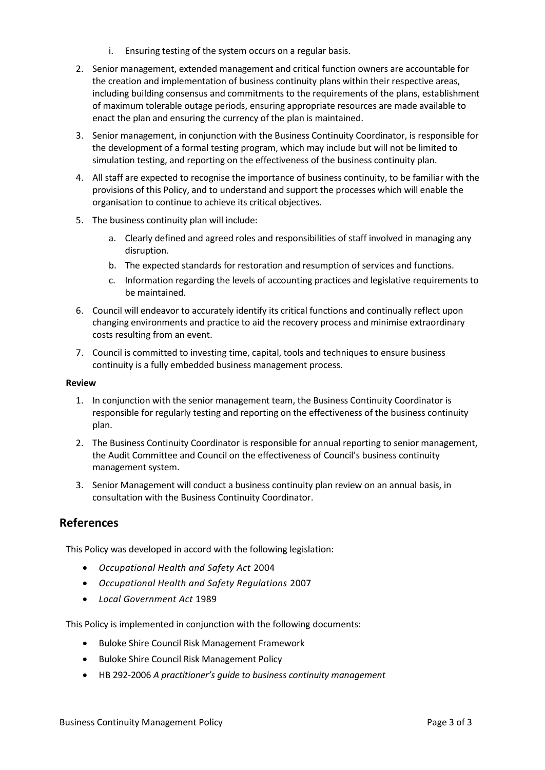i. Ensuring testing of the system occurs on a regular basis.

2. Senior management, extended management and critical function owners are accountable for the creation and implementation of business continuity plans within their respective areas, including building consensus and commitments to the requirements of the plans, establishment of maximum tolerable outage periods, ensuring appropriate resources are made available to enact the plan and ensuring the currency of the plan is maintained.
3. Senior management, in conjunction with the Business Continuity Coordinator, is responsible for the development of a formal testing program, which may include but will not be limited to simulation testing, and reporting on the effectiveness of the business continuity plan.
4. All staff are expected to recognise the importance of business continuity, to be familiar with the provisions of this Policy, and to understand and support the processes which will enable the organisation to continue to achieve its critical objectives.
5. The business continuity plan will include:
   a. Clearly defined and agreed roles and responsibilities of staff involved in managing any disruption.
   b. The expected standards for restoration and resumption of services and functions.
   c. Information regarding the levels of accounting practices and legislative requirements to be maintained.
6. Council will endeavor to accurately identify its critical functions and continually reflect upon changing environments and practice to aid the recovery process and minimise extraordinary costs resulting from an event.
7. Council is committed to investing time, capital, tools and techniques to ensure business continuity is a fully embedded business management process.

**Review**

1. In conjunction with the senior management team, the Business Continuity Coordinator is responsible for regularly testing and reporting on the effectiveness of the business continuity plan.
2. The Business Continuity Coordinator is responsible for annual reporting to senior management, the Audit Committee and Council on the effectiveness of Council's business continuity management system.
3. Senior Management will conduct a business continuity plan review on an annual basis, in consultation with the Business Continuity Coordinator.

## References

This Policy was developed in accord with the following legislation:

- *Occupational Health and Safety Act* 2004
- *Occupational Health and Safety Regulations* 2007
- *Local Government Act* 1989

This Policy is implemented in conjunction with the following documents:

- Buloke Shire Council Risk Management Framework
- Buloke Shire Council Risk Management Policy
- HB 292-2006 *A practitioner's guide to business continuity management*